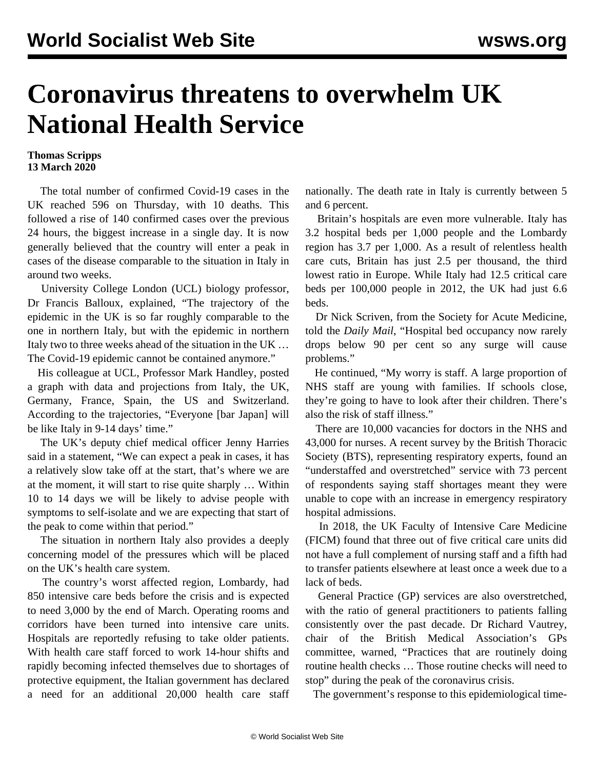# Coronavirus threatens to overwhelm UK National Health Service

**Thomas Scripps**
**13 March 2020**

The total number of confirmed Covid-19 cases in the UK reached 596 on Thursday, with 10 deaths. This followed a rise of 140 confirmed cases over the previous 24 hours, the biggest increase in a single day. It is now generally believed that the country will enter a peak in cases of the disease comparable to the situation in Italy in around two weeks.

University College London (UCL) biology professor, Dr Francis Balloux, explained, "The trajectory of the epidemic in the UK is so far roughly comparable to the one in northern Italy, but with the epidemic in northern Italy two to three weeks ahead of the situation in the UK … The Covid-19 epidemic cannot be contained anymore."

His colleague at UCL, Professor Mark Handley, posted a graph with data and projections from Italy, the UK, Germany, France, Spain, the US and Switzerland. According to the trajectories, "Everyone [bar Japan] will be like Italy in 9-14 days' time."

The UK's deputy chief medical officer Jenny Harries said in a statement, "We can expect a peak in cases, it has a relatively slow take off at the start, that's where we are at the moment, it will start to rise quite sharply … Within 10 to 14 days we will be likely to advise people with symptoms to self-isolate and we are expecting that start of the peak to come within that period."

The situation in northern Italy also provides a deeply concerning model of the pressures which will be placed on the UK's health care system.

The country's worst affected region, Lombardy, had 850 intensive care beds before the crisis and is expected to need 3,000 by the end of March. Operating rooms and corridors have been turned into intensive care units. Hospitals are reportedly refusing to take older patients. With health care staff forced to work 14-hour shifts and rapidly becoming infected themselves due to shortages of protective equipment, the Italian government has declared a need for an additional 20,000 health care staff nationally. The death rate in Italy is currently between 5 and 6 percent.

Britain's hospitals are even more vulnerable. Italy has 3.2 hospital beds per 1,000 people and the Lombardy region has 3.7 per 1,000. As a result of relentless health care cuts, Britain has just 2.5 per thousand, the third lowest ratio in Europe. While Italy had 12.5 critical care beds per 100,000 people in 2012, the UK had just 6.6 beds.

Dr Nick Scriven, from the Society for Acute Medicine, told the *Daily Mail*, "Hospital bed occupancy now rarely drops below 90 per cent so any surge will cause problems."

He continued, "My worry is staff. A large proportion of NHS staff are young with families. If schools close, they're going to have to look after their children. There's also the risk of staff illness."

There are 10,000 vacancies for doctors in the NHS and 43,000 for nurses. A recent survey by the British Thoracic Society (BTS), representing respiratory experts, found an "understaffed and overstretched" service with 73 percent of respondents saying staff shortages meant they were unable to cope with an increase in emergency respiratory hospital admissions.

In 2018, the UK Faculty of Intensive Care Medicine (FICM) found that three out of five critical care units did not have a full complement of nursing staff and a fifth had to transfer patients elsewhere at least once a week due to a lack of beds.

General Practice (GP) services are also overstretched, with the ratio of general practitioners to patients falling consistently over the past decade. Dr Richard Vautrey, chair of the British Medical Association's GPs committee, warned, "Practices that are routinely doing routine health checks … Those routine checks will need to stop" during the peak of the coronavirus crisis.

The government's response to this epidemiological time-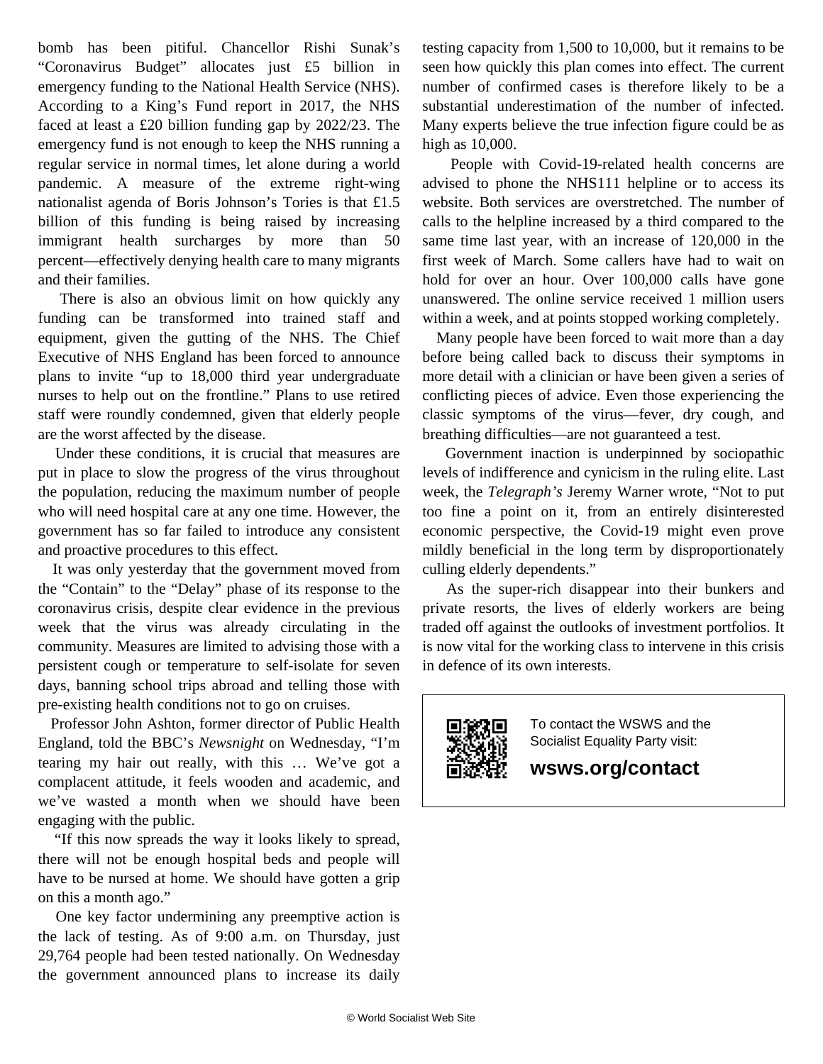bomb has been pitiful. Chancellor Rishi Sunak's "Coronavirus Budget" allocates just £5 billion in emergency funding to the National Health Service (NHS). According to a King's Fund report in 2017, the NHS faced at least a £20 billion funding gap by 2022/23. The emergency fund is not enough to keep the NHS running a regular service in normal times, let alone during a world pandemic. A measure of the extreme right-wing nationalist agenda of Boris Johnson's Tories is that £1.5 billion of this funding is being raised by increasing immigrant health surcharges by more than 50 percent—effectively denying health care to many migrants and their families.

There is also an obvious limit on how quickly any funding can be transformed into trained staff and equipment, given the gutting of the NHS. The Chief Executive of NHS England has been forced to announce plans to invite "up to 18,000 third year undergraduate nurses to help out on the frontline." Plans to use retired staff were roundly condemned, given that elderly people are the worst affected by the disease.

Under these conditions, it is crucial that measures are put in place to slow the progress of the virus throughout the population, reducing the maximum number of people who will need hospital care at any one time. However, the government has so far failed to introduce any consistent and proactive procedures to this effect.

It was only yesterday that the government moved from the "Contain" to the "Delay" phase of its response to the coronavirus crisis, despite clear evidence in the previous week that the virus was already circulating in the community. Measures are limited to advising those with a persistent cough or temperature to self-isolate for seven days, banning school trips abroad and telling those with pre-existing health conditions not to go on cruises.

Professor John Ashton, former director of Public Health England, told the BBC's *Newsnight* on Wednesday, "I'm tearing my hair out really, with this … We've got a complacent attitude, it feels wooden and academic, and we've wasted a month when we should have been engaging with the public.

"If this now spreads the way it looks likely to spread, there will not be enough hospital beds and people will have to be nursed at home. We should have gotten a grip on this a month ago."

One key factor undermining any preemptive action is the lack of testing. As of 9:00 a.m. on Thursday, just 29,764 people had been tested nationally. On Wednesday the government announced plans to increase its daily testing capacity from 1,500 to 10,000, but it remains to be seen how quickly this plan comes into effect. The current number of confirmed cases is therefore likely to be a substantial underestimation of the number of infected. Many experts believe the true infection figure could be as high as 10,000.

People with Covid-19-related health concerns are advised to phone the NHS111 helpline or to access its website. Both services are overstretched. The number of calls to the helpline increased by a third compared to the same time last year, with an increase of 120,000 in the first week of March. Some callers have had to wait on hold for over an hour. Over 100,000 calls have gone unanswered. The online service received 1 million users within a week, and at points stopped working completely.

Many people have been forced to wait more than a day before being called back to discuss their symptoms in more detail with a clinician or have been given a series of conflicting pieces of advice. Even those experiencing the classic symptoms of the virus—fever, dry cough, and breathing difficulties—are not guaranteed a test.

Government inaction is underpinned by sociopathic levels of indifference and cynicism in the ruling elite. Last week, the *Telegraph's* Jeremy Warner wrote, "Not to put too fine a point on it, from an entirely disinterested economic perspective, the Covid-19 might even prove mildly beneficial in the long term by disproportionately culling elderly dependents."

As the super-rich disappear into their bunkers and private resorts, the lives of elderly workers are being traded off against the outlooks of investment portfolios. It is now vital for the working class to intervene in this crisis in defence of its own interests.

To contact the WSWS and the Socialist Equality Party visit:

**wsws.org/contact**